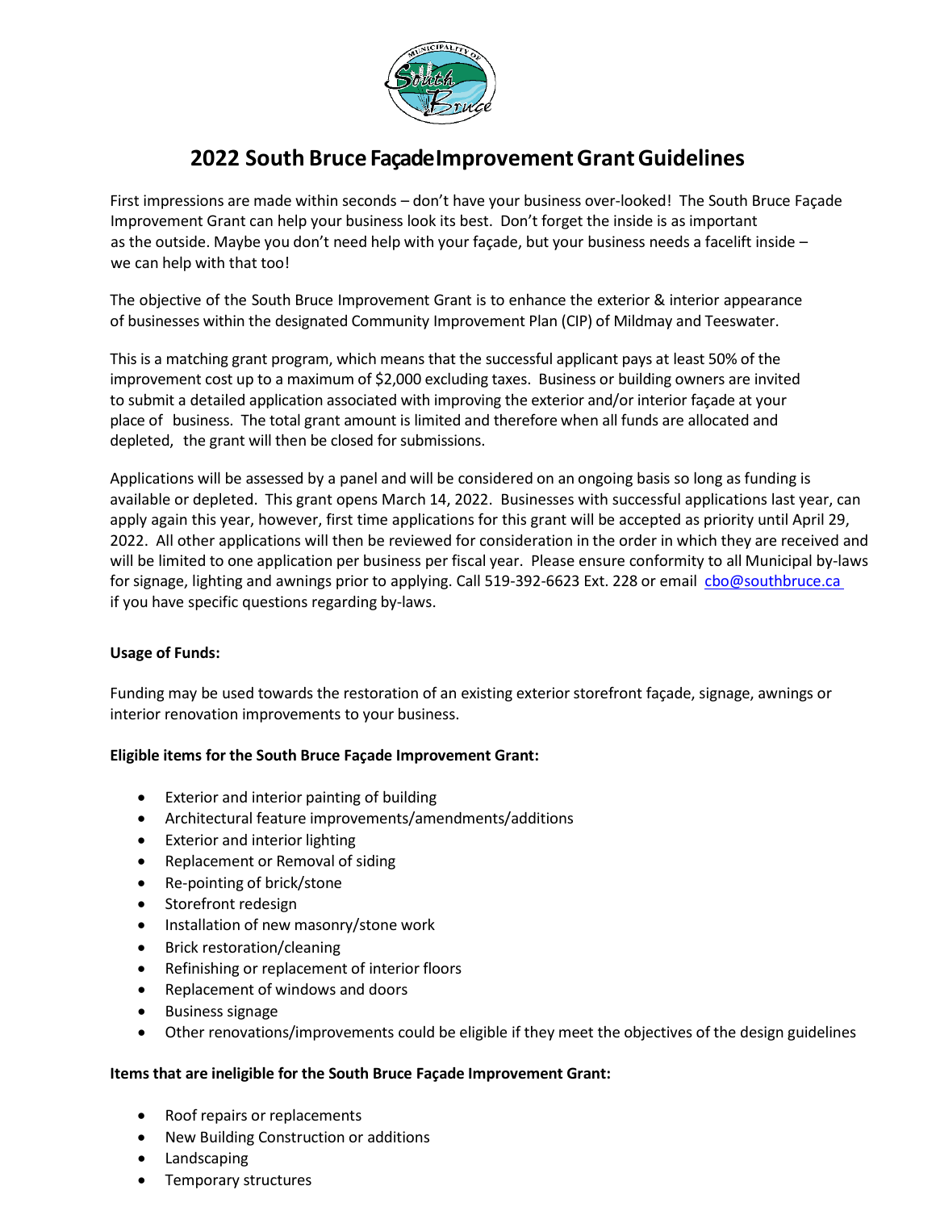# 2022 South Bruce Façade Improvement Grant Guidelines

First impressions are made within seconds – don't have your business over-looked! The South Bruce Façade Improvement Grant can help your business look its best. Don't forget the inside is as important as the outside. Maybe you don't need help with your façade, but your business needs a facelift inside – we can help with that too!

The objective of the South Bruce Improvement Grant is to enhance the exterior & interior appearance of businesses within the designated Community Improvement Plan (CIP) of Mildmay and Teeswater.

This is a matching grant program, which means that the successful applicant pays at least 50% of the improvement cost up to a maximum of $2,000 excluding taxes. Business or building owners are invited to submit a detailed application associated with improving the exterior and/or interior façade at your place of business. The total grant amount is limited and therefore when all funds are allocated and depleted, the grant will then be closed for submissions.

Applications will be assessed by a panel and will be considered on an ongoing basis so long as funding is available or depleted. This grant opens March 14, 2022. Businesses with successful applications last year, can apply again this year, however, first time applications for this grant will be accepted as priority until April 29, 2022. All other applications will then be reviewed for consideration in the order in which they are received and will be limited to one application per business per fiscal year. Please ensure conformity to all Municipal by-laws for signage, lighting and awnings prior to applying. Call 519-392-6623 Ext. 228 or email cbo@southbruce.ca if you have specific questions regarding by-laws.

**Usage of Funds:**

Funding may be used towards the restoration of an existing exterior storefront façade, signage, awnings or interior renovation improvements to your business.

**Eligible items for the South Bruce Façade Improvement Grant:**

- Exterior and interior painting of building
- Architectural feature improvements/amendments/additions
- Exterior and interior lighting
- Replacement or Removal of siding
- Re-pointing of brick/stone
- Storefront redesign
- Installation of new masonry/stone work
- Brick restoration/cleaning
- Refinishing or replacement of interior floors
- Replacement of windows and doors
- Business signage
- Other renovations/improvements could be eligible if they meet the objectives of the design guidelines

**Items that are ineligible for the South Bruce Façade Improvement Grant:**

- Roof repairs or replacements
- New Building Construction or additions
- Landscaping
- Temporary structures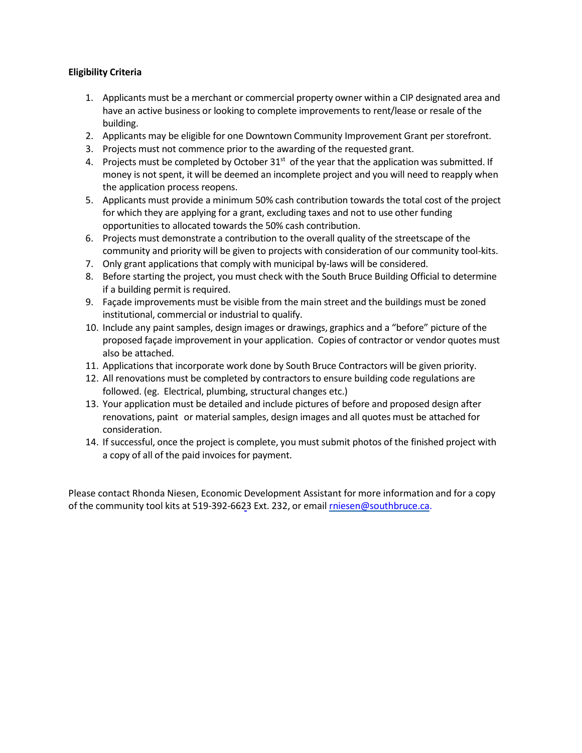**Eligibility Criteria**

1. Applicants must be a merchant or commercial property owner within a CIP designated area and have an active business or looking to complete improvements to rent/lease or resale of the building.
2. Applicants may be eligible for one Downtown Community Improvement Grant per storefront.
3. Projects must not commence prior to the awarding of the requested grant.
4. Projects must be completed by October 31st of the year that the application was submitted. If money is not spent, it will be deemed an incomplete project and you will need to reapply when the application process reopens.
5. Applicants must provide a minimum 50% cash contribution towards the total cost of the project for which they are applying for a grant, excluding taxes and not to use other funding opportunities to allocated towards the 50% cash contribution.
6. Projects must demonstrate a contribution to the overall quality of the streetscape of the community and priority will be given to projects with consideration of our community tool-kits.
7. Only grant applications that comply with municipal by-laws will be considered.
8. Before starting the project, you must check with the South Bruce Building Official to determine if a building permit is required.
9. Façade improvements must be visible from the main street and the buildings must be zoned institutional, commercial or industrial to qualify.
10. Include any paint samples, design images or drawings, graphics and a "before" picture of the proposed façade improvement in your application. Copies of contractor or vendor quotes must also be attached.
11. Applications that incorporate work done by South Bruce Contractors will be given priority.
12. All renovations must be completed by contractors to ensure building code regulations are followed. (eg. Electrical, plumbing, structural changes etc.)
13. Your application must be detailed and include pictures of before and proposed design after renovations, paint or material samples, design images and all quotes must be attached for consideration.
14. If successful, once the project is complete, you must submit photos of the finished project with a copy of all of the paid invoices for payment.

Please contact Rhonda Niesen, Economic Development Assistant for more information and for a copy of the community tool kits at 519-392-6623 Ext. 232, or email rniesen@southbruce.ca.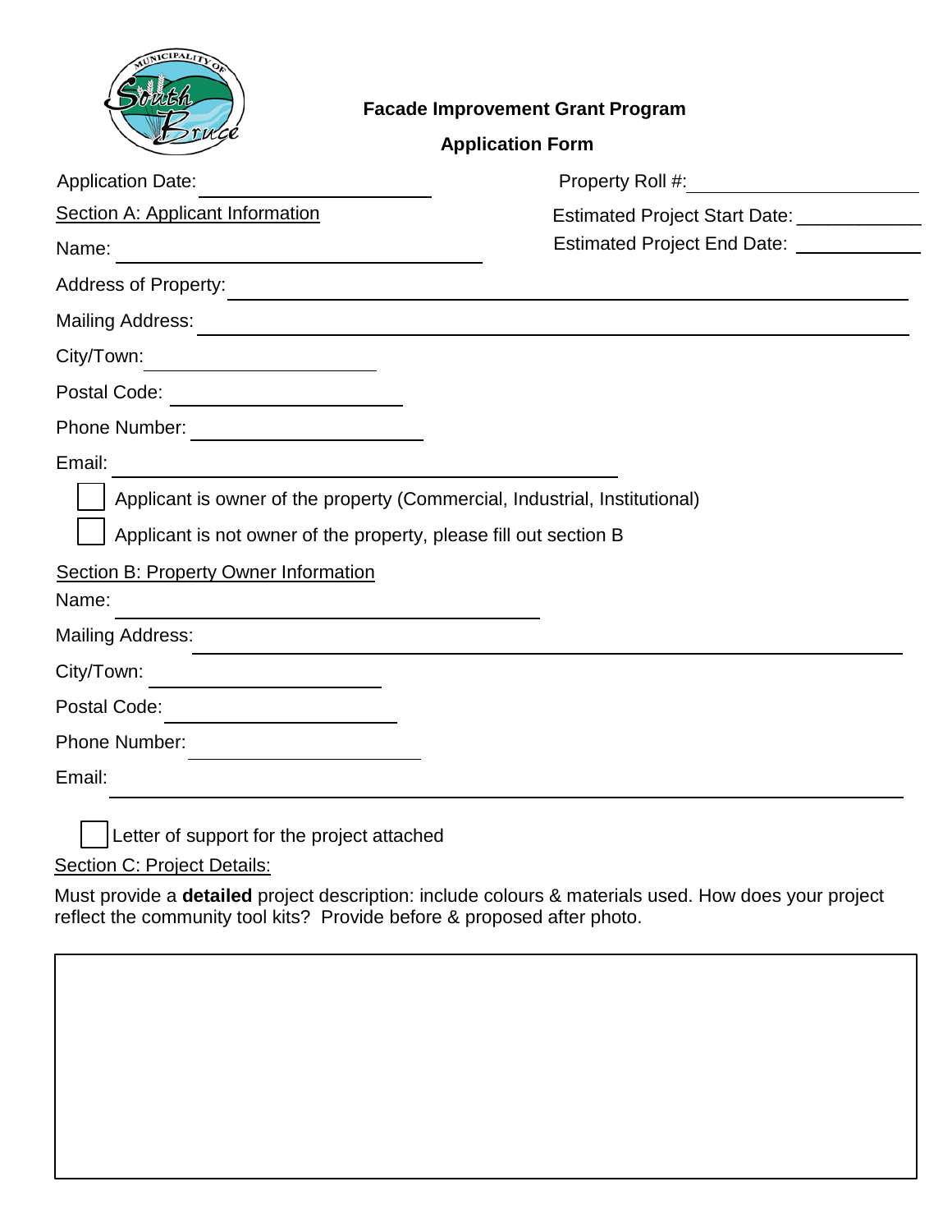**Facade Improvement Grant Program**

**Application Form**

Application Date: ____________________

Property Roll #: ____________________

Estimated Project Start Date: ____________

Estimated Project End Date: ____________

Section A: Applicant Information

Name: ____________________

Address of Property: ____________________

Mailing Address: ____________________

City/Town: ____________________

Postal Code: ____________________

Phone Number: ____________________

Email: ____________________

☐ Applicant is owner of the property (Commercial, Industrial, Institutional)

☐ Applicant is not owner of the property, please fill out section B

Section B: Property Owner Information

Name: ____________________

Mailing Address: ____________________

City/Town: ____________________

Postal Code: ____________________

Phone Number: ____________________

Email: ____________________

☐ Letter of support for the project attached

Section C: Project Details:

Must provide a **detailed** project description: include colours & materials used. How does your project reflect the community tool kits? Provide before & proposed after photo.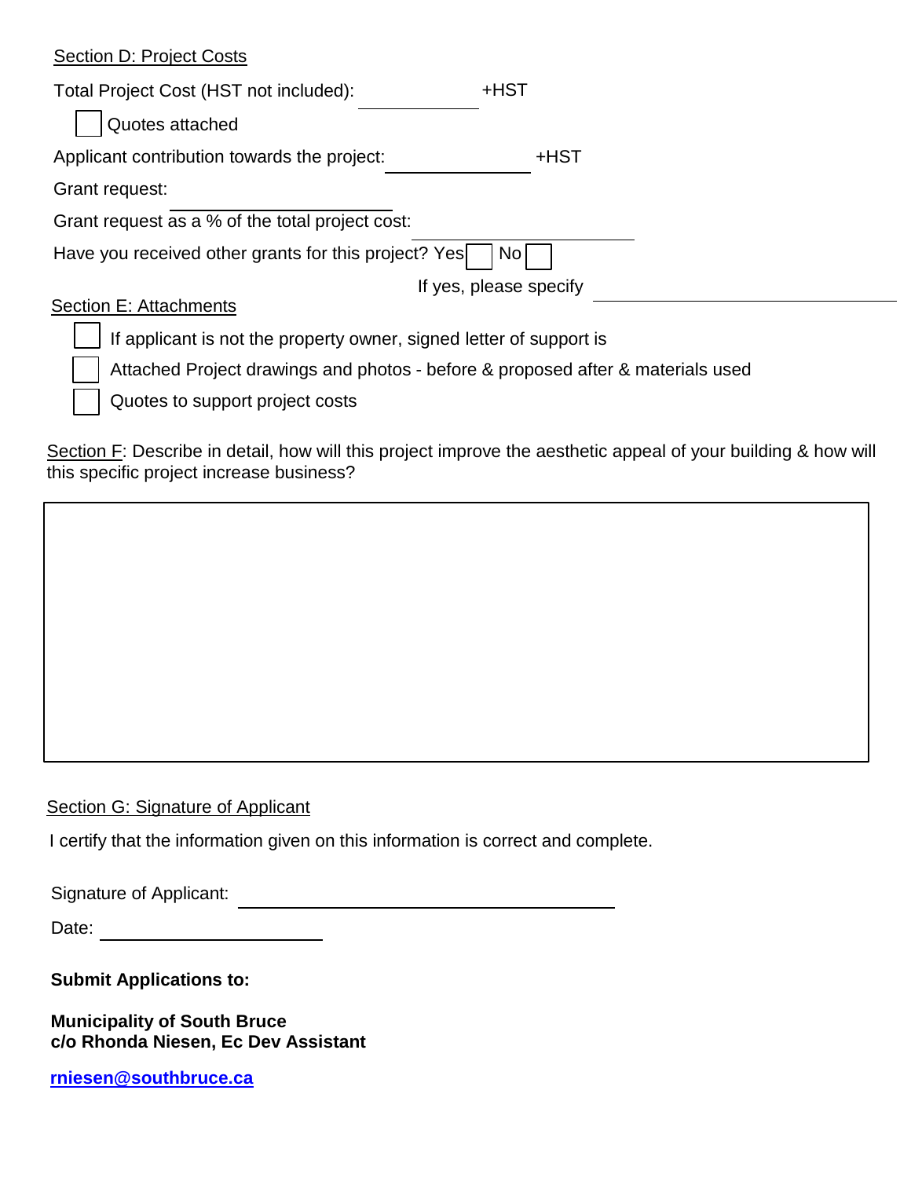Section D: Project Costs

Total Project Cost (HST not included): ____________ +HST

☐ Quotes attached

Applicant contribution towards the project: ____________ +HST

Grant request: ____________

Grant request as a % of the total project cost: ____________

Have you received other grants for this project? Yes ☐ No ☐

If yes, please specify ____________

Section E: Attachments

☐ If applicant is not the property owner, signed letter of support is

☐ Attached Project drawings and photos - before & proposed after & materials used

☐ Quotes to support project costs

Section F: Describe in detail, how will this project improve the aesthetic appeal of your building & how will this specific project increase business?

| |
|---|
| |

Section G: Signature of Applicant

I certify that the information given on this information is correct and complete.

Signature of Applicant: ____________

Date: ____________

**Submit Applications to:**

**Municipality of South Bruce**
**c/o Rhonda Niesen, Ec Dev Assistant**

**rniesen@southbruce.ca**